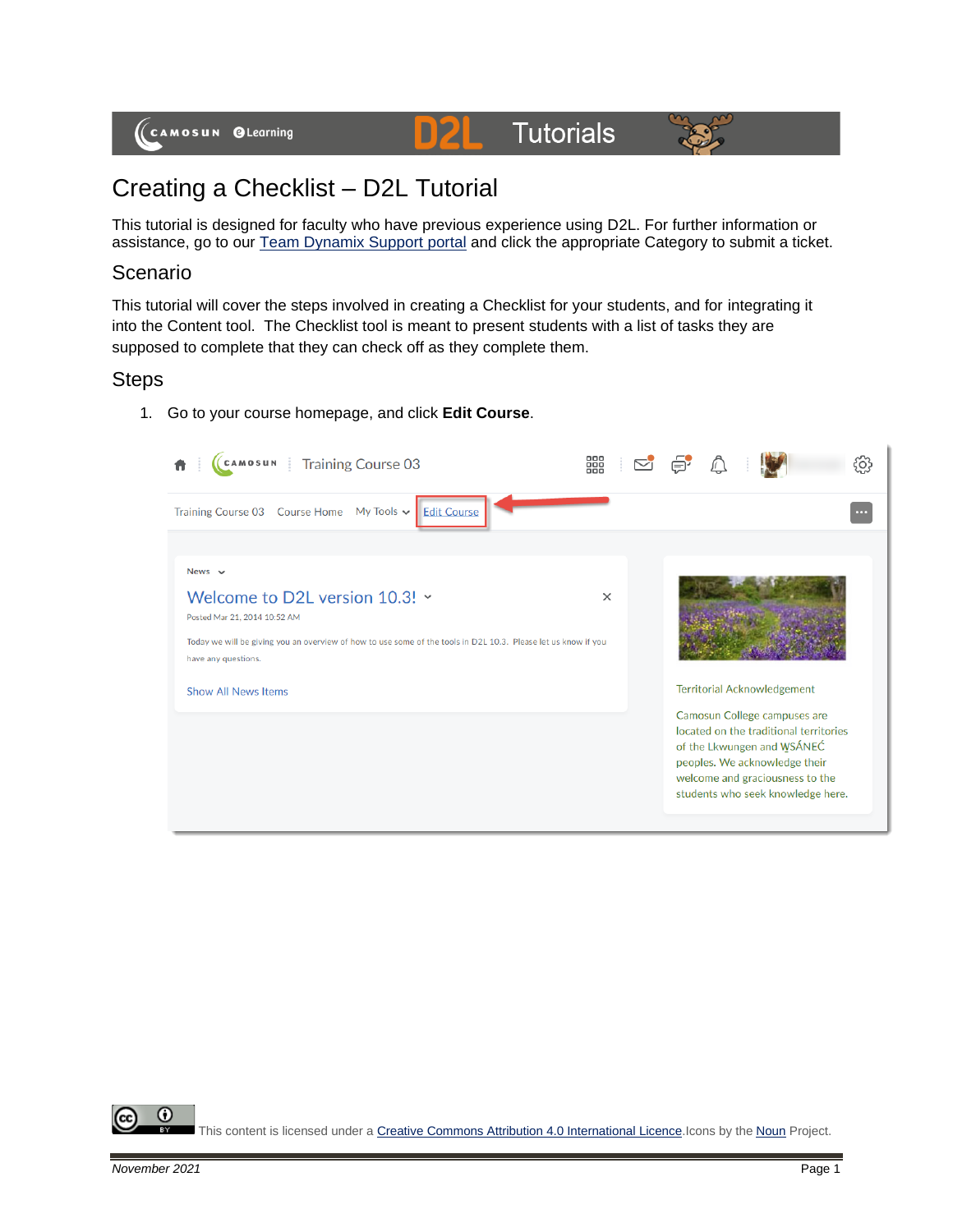# Creating a Checklist – D2L Tutorial

This tutorial is designed for faculty who have previous experience using D2L. For further information or assistance, go to our Team Dynamix Support portal and click the appropriate Category to submit a ticket.

## Scenario

This tutorial will cover the steps involved in creating a Checklist for your students, and for integrating it into the Content tool. The Checklist tool is meant to present students with a list of tasks they are supposed to complete that they can check off as they complete them.

## Steps

1. Go to your course homepage, and click **Edit Course**.

This content is licensed under a Creative Commons Attribution 4.0 International Licence. Icons by the Noun Project.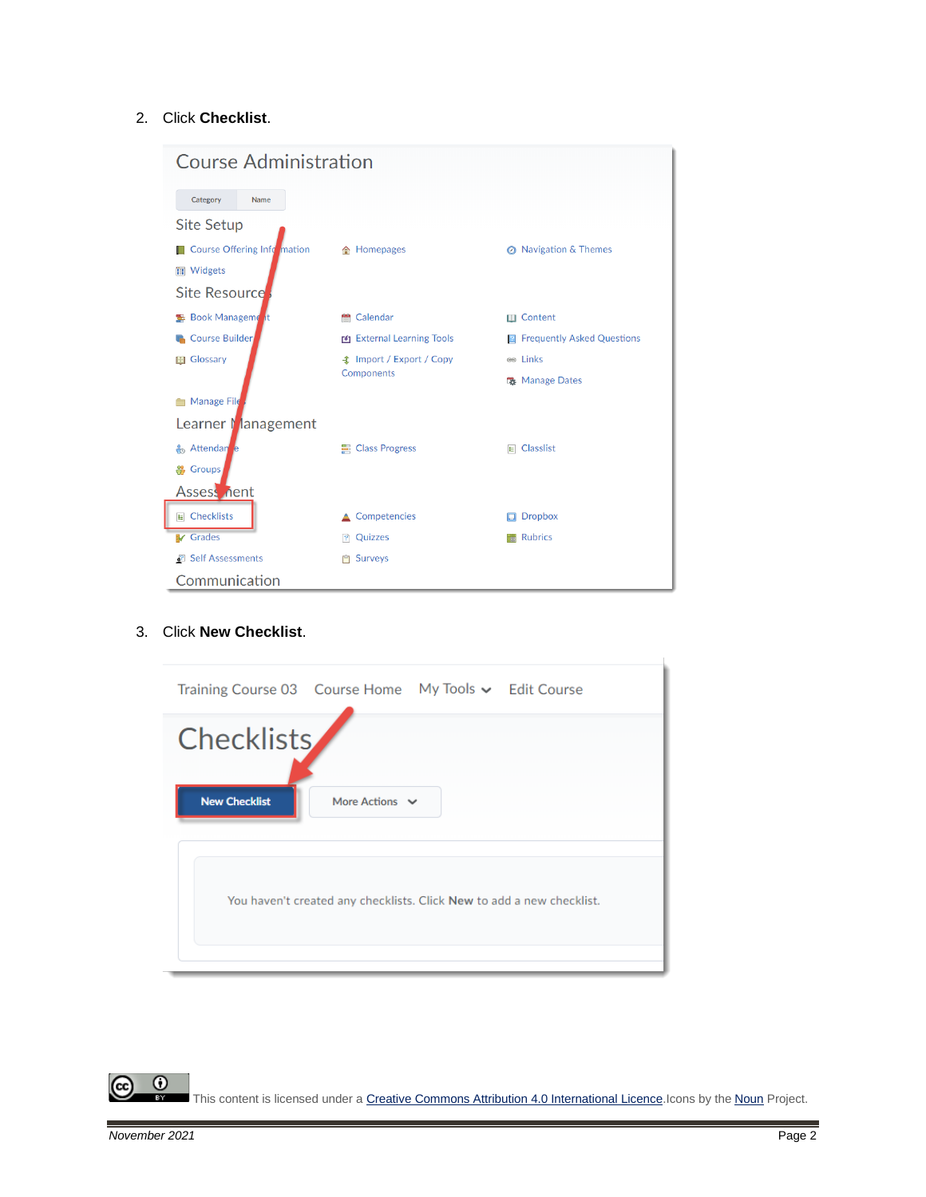2. Click **Checklist**.

3. Click **New Checklist**.

This content is licensed under a Creative Commons Attribution 4.0 International Licence. Icons by the Noun Project.

*November 2021*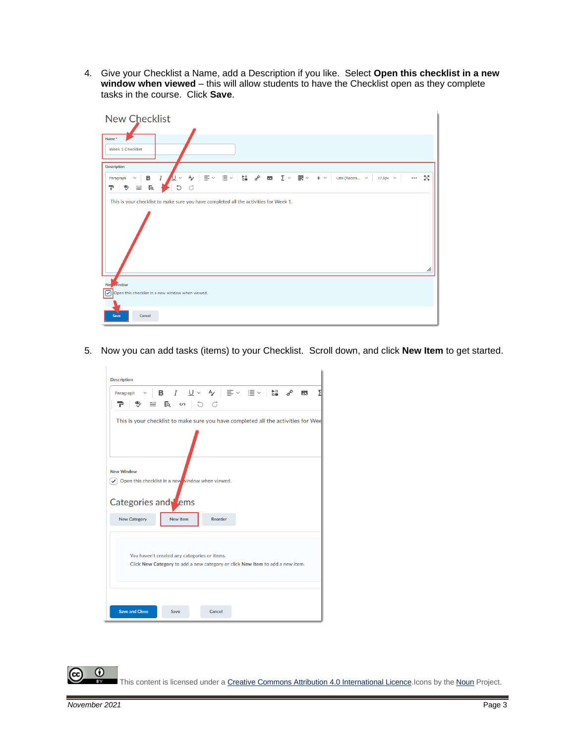4. Give your Checklist a Name, add a Description if you like. Select **Open this checklist in a new window when viewed** – this will allow students to have the Checklist open as they complete tasks in the course. Click **Save**.

5. Now you can add tasks (items) to your Checklist. Scroll down, and click **New Item** to get started.

This content is licensed under a Creative Commons Attribution 4.0 International Licence. Icons by the Noun Project.

November 2021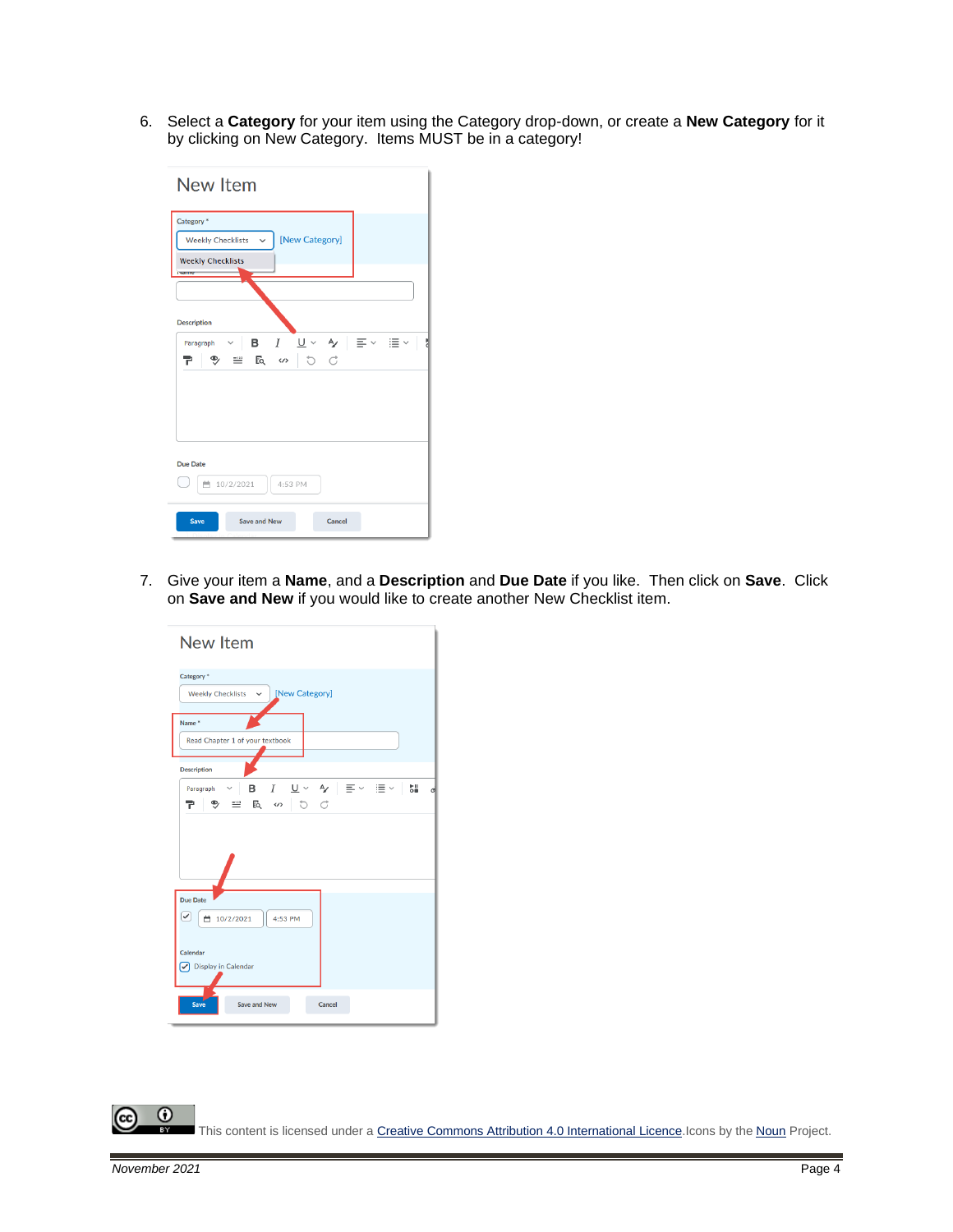6. Select a **Category** for your item using the Category drop-down, or create a **New Category** for it by clicking on New Category. Items MUST be in a category!

7. Give your item a **Name**, and a **Description** and **Due Date** if you like. Then click on **Save**. Click on **Save and New** if you would like to create another New Checklist item.

This content is licensed under a Creative Commons Attribution 4.0 International Licence. Icons by the Noun Project.

*November 2021*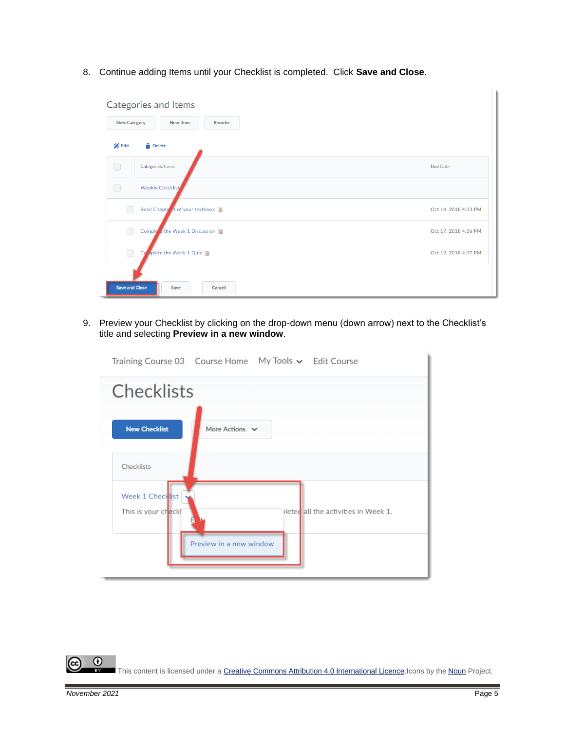8. Continue adding Items until your Checklist is completed. Click **Save and Close**.

9. Preview your Checklist by clicking on the drop-down menu (down arrow) next to the Checklist's title and selecting **Preview in a new window**.

This content is licensed under a Creative Commons Attribution 4.0 International Licence. Icons by the Noun Project.

*November 2021*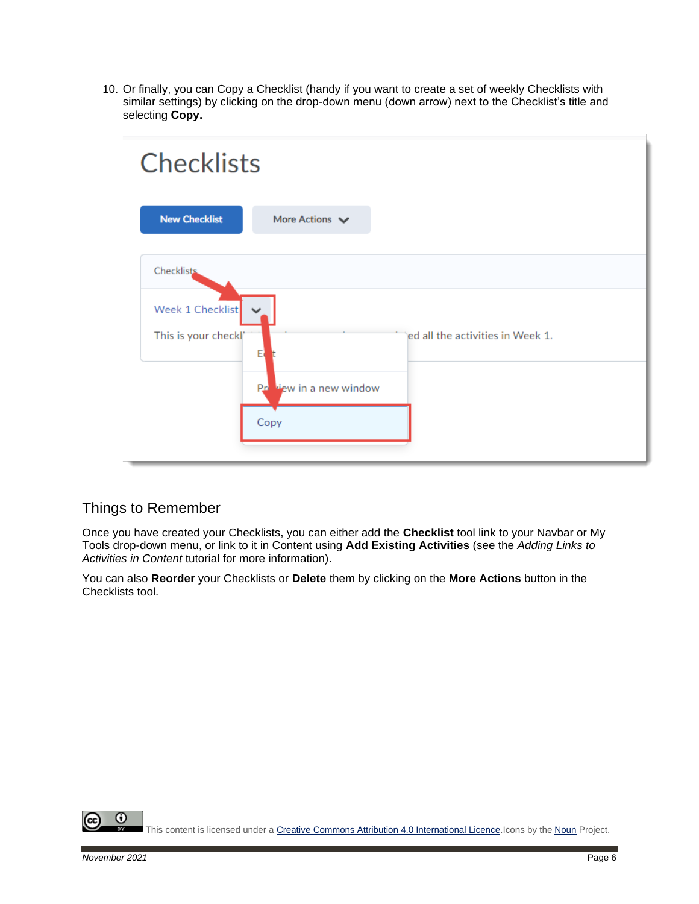10. Or finally, you can Copy a Checklist (handy if you want to create a set of weekly Checklists with similar settings) by clicking on the drop-down menu (down arrow) next to the Checklist's title and selecting **Copy.**

## Things to Remember

Once you have created your Checklists, you can either add the **Checklist** tool link to your Navbar or My Tools drop-down menu, or link to it in Content using **Add Existing Activities** (see the *Adding Links to Activities in Content* tutorial for more information).

You can also **Reorder** your Checklists or **Delete** them by clicking on the **More Actions** button in the Checklists tool.

This content is licensed under a [Creative Commons Attribution 4.0 International Licence](). Icons by the [Noun]() Project.